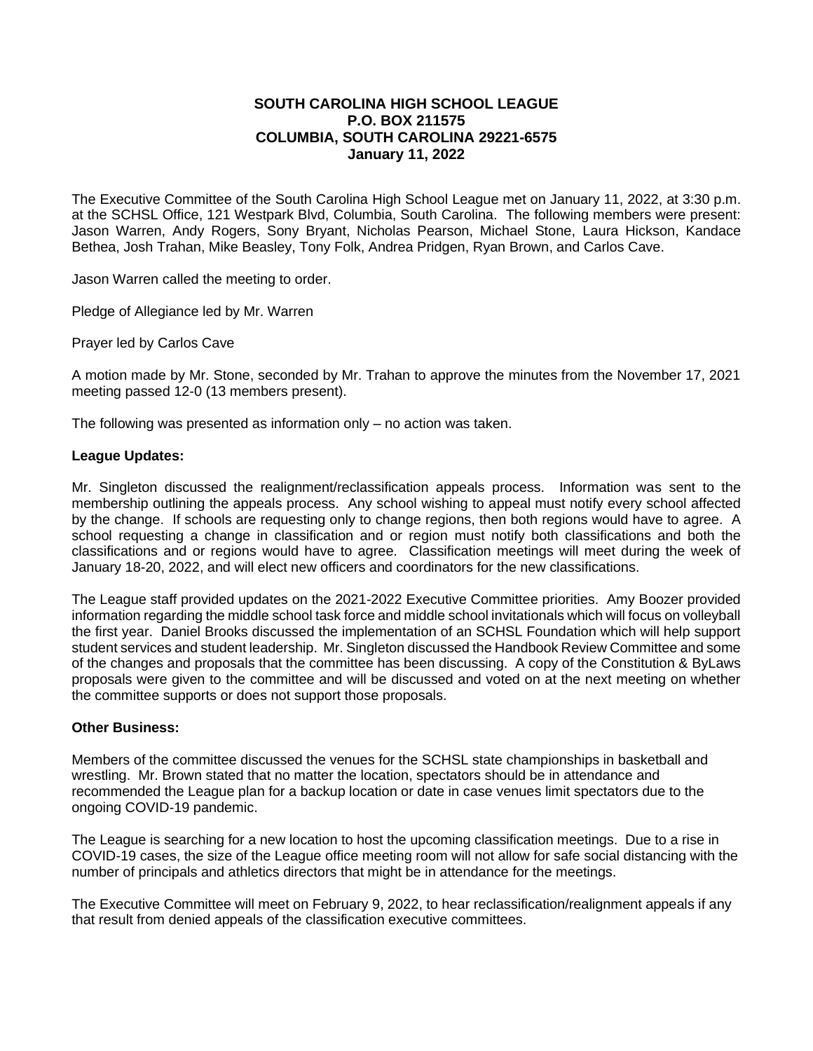**SOUTH CAROLINA HIGH SCHOOL LEAGUE**
**P.O. BOX 211575**
**COLUMBIA, SOUTH CAROLINA 29221-6575**
**January 11, 2022**

The Executive Committee of the South Carolina High School League met on January 11, 2022, at 3:30 p.m. at the SCHSL Office, 121 Westpark Blvd, Columbia, South Carolina. The following members were present: Jason Warren, Andy Rogers, Sony Bryant, Nicholas Pearson, Michael Stone, Laura Hickson, Kandace Bethea, Josh Trahan, Mike Beasley, Tony Folk, Andrea Pridgen, Ryan Brown, and Carlos Cave.

Jason Warren called the meeting to order.

Pledge of Allegiance led by Mr. Warren

Prayer led by Carlos Cave

A motion made by Mr. Stone, seconded by Mr. Trahan to approve the minutes from the November 17, 2021 meeting passed 12-0 (13 members present).

The following was presented as information only – no action was taken.

**League Updates:**

Mr. Singleton discussed the realignment/reclassification appeals process. Information was sent to the membership outlining the appeals process. Any school wishing to appeal must notify every school affected by the change. If schools are requesting only to change regions, then both regions would have to agree. A school requesting a change in classification and or region must notify both classifications and both the classifications and or regions would have to agree. Classification meetings will meet during the week of January 18-20, 2022, and will elect new officers and coordinators for the new classifications.

The League staff provided updates on the 2021-2022 Executive Committee priorities. Amy Boozer provided information regarding the middle school task force and middle school invitationals which will focus on volleyball the first year. Daniel Brooks discussed the implementation of an SCHSL Foundation which will help support student services and student leadership. Mr. Singleton discussed the Handbook Review Committee and some of the changes and proposals that the committee has been discussing. A copy of the Constitution & ByLaws proposals were given to the committee and will be discussed and voted on at the next meeting on whether the committee supports or does not support those proposals.

**Other Business:**

Members of the committee discussed the venues for the SCHSL state championships in basketball and wrestling. Mr. Brown stated that no matter the location, spectators should be in attendance and recommended the League plan for a backup location or date in case venues limit spectators due to the ongoing COVID-19 pandemic.

The League is searching for a new location to host the upcoming classification meetings. Due to a rise in COVID-19 cases, the size of the League office meeting room will not allow for safe social distancing with the number of principals and athletics directors that might be in attendance for the meetings.

The Executive Committee will meet on February 9, 2022, to hear reclassification/realignment appeals if any that result from denied appeals of the classification executive committees.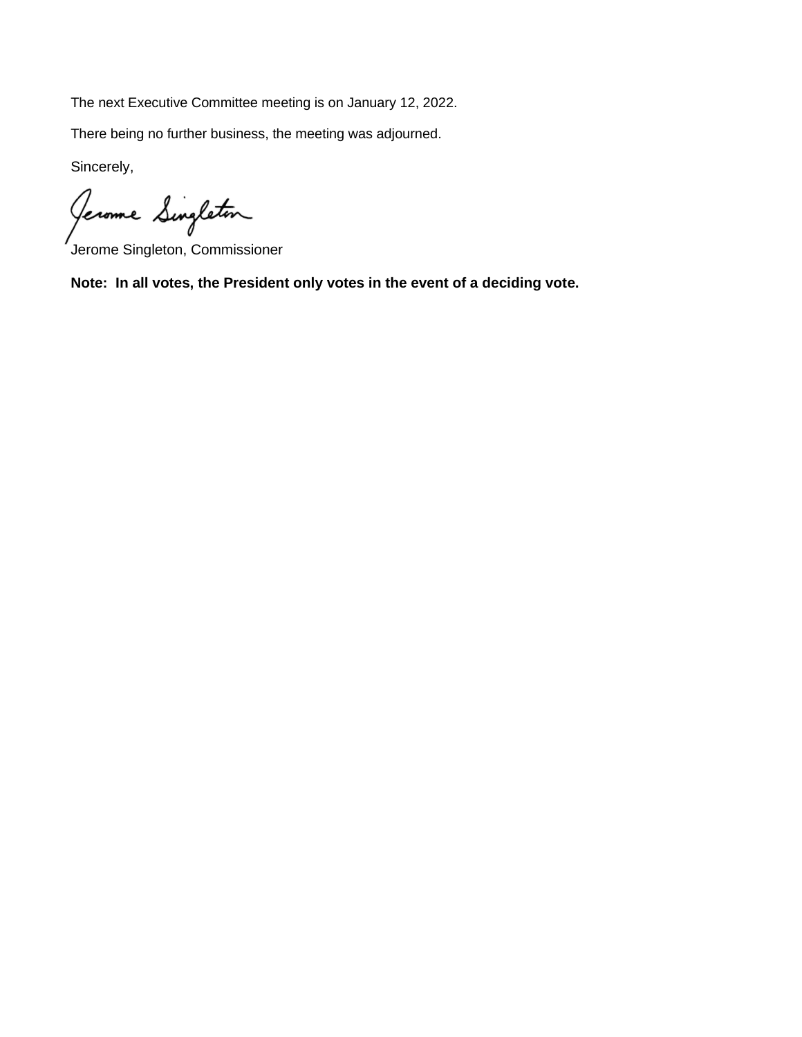The next Executive Committee meeting is on January 12, 2022.

There being no further business, the meeting was adjourned.

Sincerely,

Jerome Singleton, Commissioner

**Note: In all votes, the President only votes in the event of a deciding vote.**